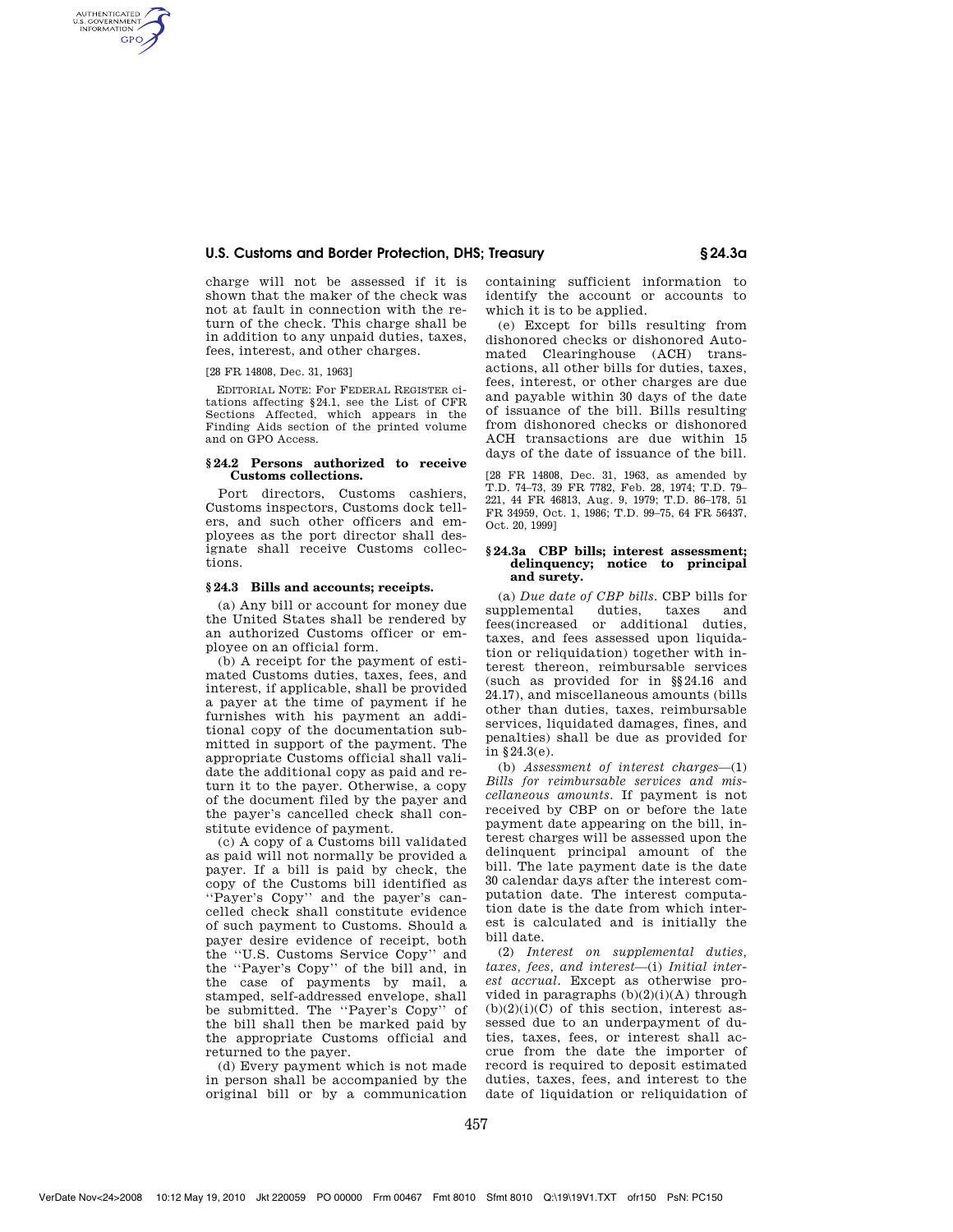charge will not be assessed if it is shown that the maker of the check was not at fault in connection with the return of the check. This charge shall be in addition to any unpaid duties, taxes, fees, interest, and other charges.

[28 FR 14808, Dec. 31, 1963]

EDITORIAL NOTE: For FEDERAL REGISTER citations affecting §24.1, see the List of CFR Sections Affected, which appears in the Finding Aids section of the printed volume and on GPO Access.

### §24.2 Persons authorized to receive Customs collections.

Port directors, Customs cashiers, Customs inspectors, Customs dock tellers, and such other officers and employees as the port director shall designate shall receive Customs collections.

### §24.3 Bills and accounts; receipts.

(a) Any bill or account for money due the United States shall be rendered by an authorized Customs officer or employee on an official form.

(b) A receipt for the payment of estimated Customs duties, taxes, fees, and interest, if applicable, shall be provided a payer at the time of payment if he furnishes with his payment an additional copy of the documentation submitted in support of the payment. The appropriate Customs official shall validate the additional copy as paid and return it to the payer. Otherwise, a copy of the document filed by the payer and the payer's cancelled check shall constitute evidence of payment.

(c) A copy of a Customs bill validated as paid will not normally be provided a payer. If a bill is paid by check, the copy of the Customs bill identified as "Payer's Copy" and the payer's cancelled check shall constitute evidence of such payment to Customs. Should a payer desire evidence of receipt, both the "U.S. Customs Service Copy" and the "Payer's Copy" of the bill and, in the case of payments by mail, a stamped, self-addressed envelope, shall be submitted. The "Payer's Copy" of the bill shall then be marked paid by the appropriate Customs official and returned to the payer.

(d) Every payment which is not made in person shall be accompanied by the original bill or by a communication containing sufficient information to identify the account or accounts to which it is to be applied.

(e) Except for bills resulting from dishonored checks or dishonored Automated Clearinghouse (ACH) transactions, all other bills for duties, taxes, fees, interest, or other charges are due and payable within 30 days of the date of issuance of the bill. Bills resulting from dishonored checks or dishonored ACH transactions are due within 15 days of the date of issuance of the bill.

[28 FR 14808, Dec. 31, 1963, as amended by T.D. 74–73, 39 FR 7782, Feb. 28, 1974; T.D. 79–221, 44 FR 46813, Aug. 9, 1979; T.D. 86–178, 51 FR 34959, Oct. 1, 1986; T.D. 99–75, 64 FR 56437, Oct. 20, 1999]

### §24.3a CBP bills; interest assessment; delinquency; notice to principal and surety.

(a) *Due date of CBP bills.* CBP bills for supplemental duties, taxes and fees(increased or additional duties, taxes, and fees assessed upon liquidation or reliquidation) together with interest thereon, reimbursable services (such as provided for in §§24.16 and 24.17), and miscellaneous amounts (bills other than duties, taxes, reimbursable services, liquidated damages, fines, and penalties) shall be due as provided for in §24.3(e).

(b) *Assessment of interest charges*—(1) *Bills for reimbursable services and miscellaneous amounts.* If payment is not received by CBP on or before the late payment date appearing on the bill, interest charges will be assessed upon the delinquent principal amount of the bill. The late payment date is the date 30 calendar days after the interest computation date. The interest computation date is the date from which interest is calculated and is initially the bill date.

(2) *Interest on supplemental duties, taxes, fees, and interest*—(i) *Initial interest accrual.* Except as otherwise provided in paragraphs (b)(2)(i)(A) through (b)(2)(i)(C) of this section, interest assessed due to an underpayment of duties, taxes, fees, or interest shall accrue from the date the importer of record is required to deposit estimated duties, taxes, fees, and interest to the date of liquidation or reliquidation of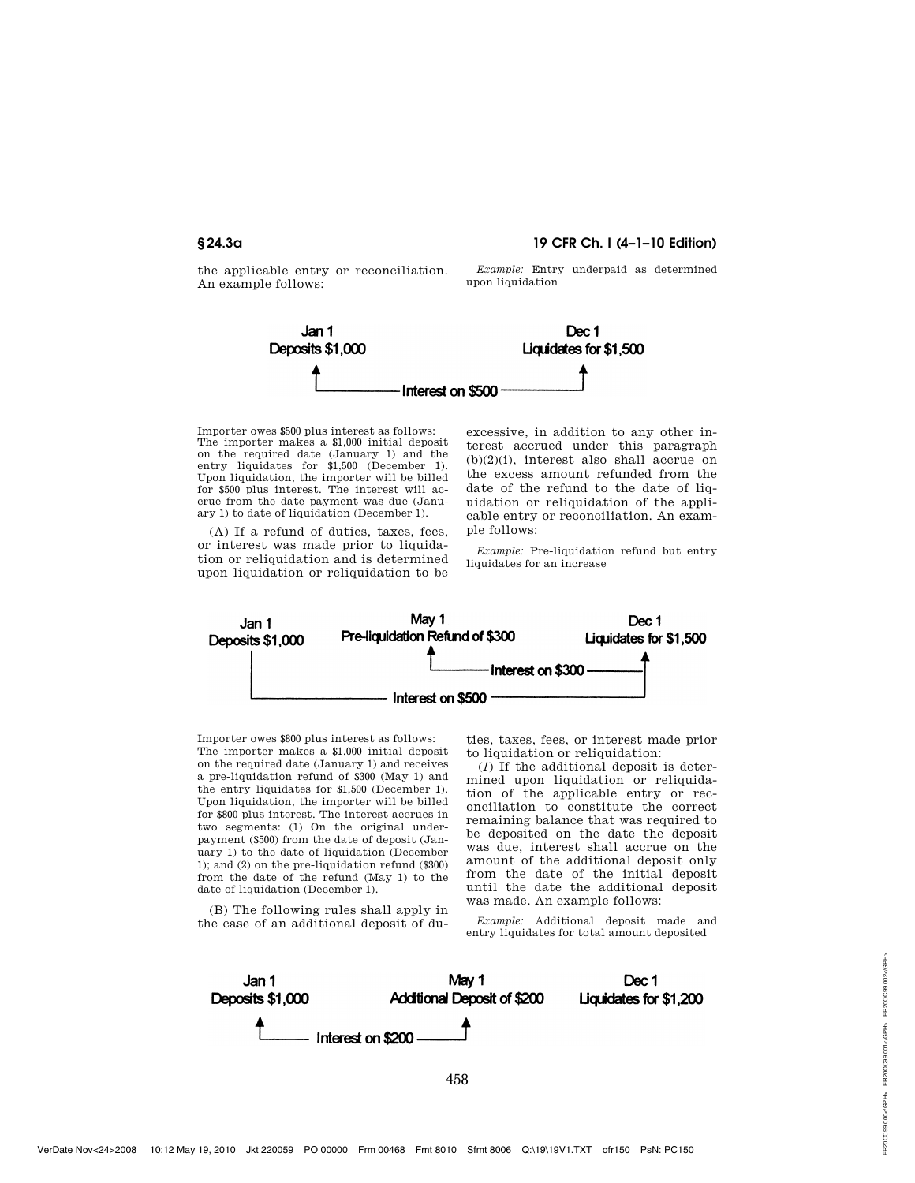the applicable entry or reconciliation. An example follows:

*Example:* Entry underpaid as determined upon liquidation

Jan 1
Deposits $1,000

Dec 1
Liquidates for $1,500

Interest on $500

Importer owes $500 plus interest as follows: The importer makes a $1,000 initial deposit on the required date (January 1) and the entry liquidates for $1,500 (December 1). Upon liquidation, the importer will be billed for $500 plus interest. The interest will accrue from the date payment was due (January 1) to date of liquidation (December 1).

(A) If a refund of duties, taxes, fees, or interest was made prior to liquidation or reliquidation and is determined upon liquidation or reliquidation to be excessive, in addition to any other interest accrued under this paragraph (b)(2)(i), interest also shall accrue on the excess amount refunded from the date of the refund to the date of liquidation or reliquidation of the applicable entry or reconciliation. An example follows:

*Example:* Pre-liquidation refund but entry liquidates for an increase

Jan 1
Deposits $1,000

May 1
Pre-liquidation Refund of $300

Dec 1
Liquidates for $1,500

Interest on $300

Interest on $500

Importer owes $800 plus interest as follows: The importer makes a $1,000 initial deposit on the required date (January 1) and receives a pre-liquidation refund of $300 (May 1) and the entry liquidates for $1,500 (December 1). Upon liquidation, the importer will be billed for $800 plus interest. The interest accrues in two segments: (1) On the original underpayment ($500) from the date of deposit (January 1) to the date of liquidation (December 1); and (2) on the pre-liquidation refund ($300) from the date of the refund (May 1) to the date of liquidation (December 1).

(B) The following rules shall apply in the case of an additional deposit of duties, taxes, fees, or interest made prior to liquidation or reliquidation:

(*1*) If the additional deposit is determined upon liquidation or reliquidation of the applicable entry or reconciliation to constitute the correct remaining balance that was required to be deposited on the date the deposit was due, interest shall accrue on the amount of the additional deposit only from the date of the initial deposit until the date the additional deposit was made. An example follows:

*Example:* Additional deposit made and entry liquidates for total amount deposited

Jan 1
Deposits $1,000

May 1
Additional Deposit of $200

Dec 1
Liquidates for $1,200

Interest on $200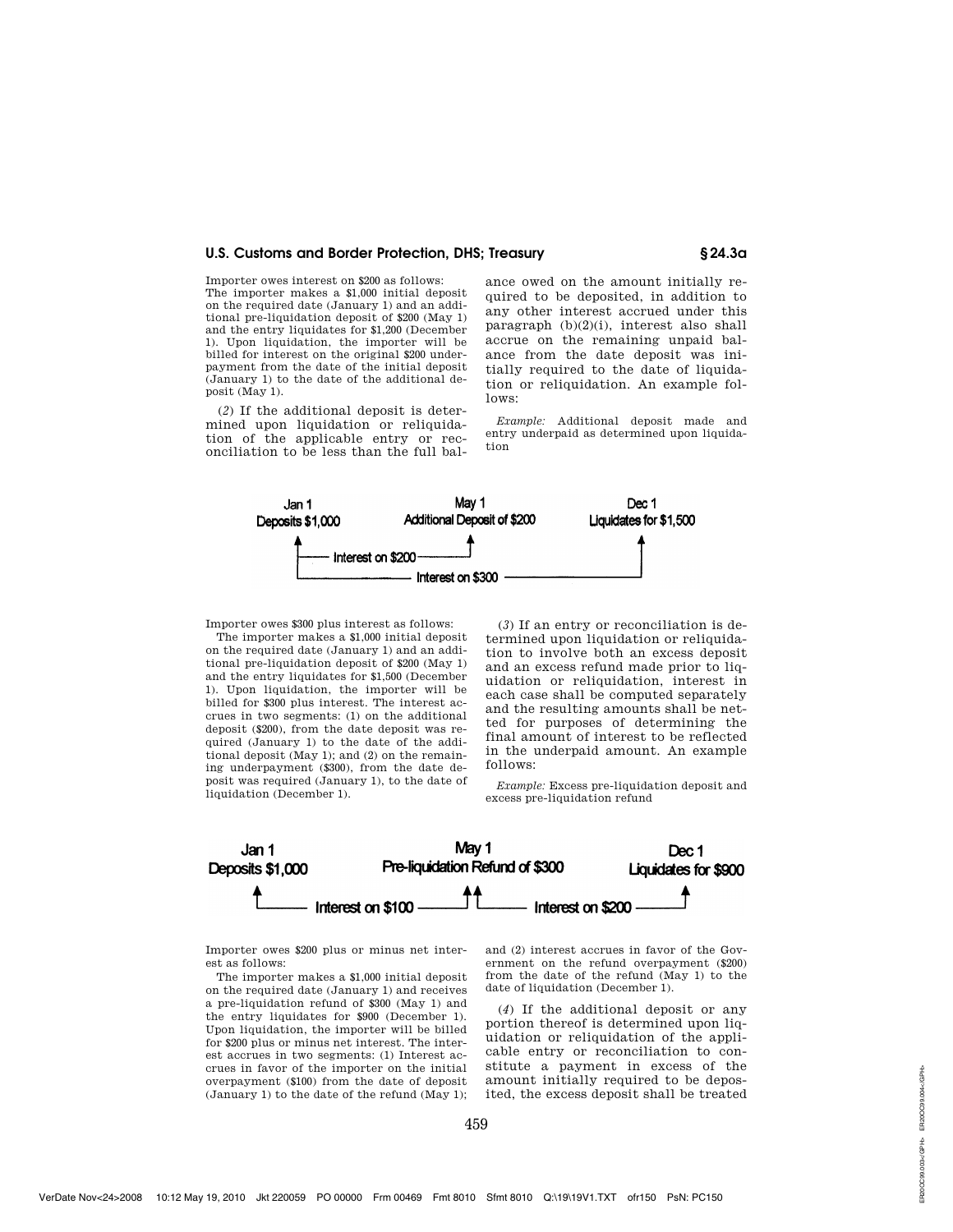Importer owes interest on $200 as follows:
The importer makes a $1,000 initial deposit on the required date (January 1) and an additional pre-liquidation deposit of $200 (May 1) and the entry liquidates for $1,200 (December 1). Upon liquidation, the importer will be billed for interest on the original $200 underpayment from the date of the initial deposit (January 1) to the date of the additional deposit (May 1).

(*2*) If the additional deposit is determined upon liquidation or reliquidation of the applicable entry or reconciliation to be less than the full balance owed on the amount initially required to be deposited, in addition to any other interest accrued under this paragraph (b)(2)(i), interest also shall accrue on the remaining unpaid balance from the date deposit was initially required to the date of liquidation or reliquidation. An example follows:

*Example:* Additional deposit made and entry underpaid as determined upon liquidation

Jan 1 Deposits $1,000 — May 1 Additional Deposit of $200 — Dec 1 Liquidates for $1,500

Interest on $200 (Jan 1 to May 1); Interest on $300 (Jan 1 to Dec 1)

Importer owes $300 plus interest as follows:

The importer makes a $1,000 initial deposit on the required date (January 1) and an additional pre-liquidation deposit of $200 (May 1) and the entry liquidates for $1,500 (December 1). Upon liquidation, the importer will be billed for $300 plus interest. The interest accrues in two segments: (1) on the additional deposit ($200), from the date deposit was required (January 1) to the date of the additional deposit (May 1); and (2) on the remaining underpayment ($300), from the date deposit was required (January 1), to the date of liquidation (December 1).

(*3*) If an entry or reconciliation is determined upon liquidation or reliquidation to involve both an excess deposit and an excess refund made prior to liquidation or reliquidation, interest in each case shall be computed separately and the resulting amounts shall be netted for purposes of determining the final amount of interest to be reflected in the underpaid amount. An example follows:

*Example:* Excess pre-liquidation deposit and excess pre-liquidation refund

Jan 1 Deposits $1,000 — May 1 Pre-liquidation Refund of $300 — Dec 1 Liquidates for $900

Interest on $100 (Jan 1 to May 1); Interest on $200 (May 1 to Dec 1)

Importer owes $200 plus or minus net interest as follows:

The importer makes a $1,000 initial deposit on the required date (January 1) and receives a pre-liquidation refund of $300 (May 1) and the entry liquidates for $900 (December 1). Upon liquidation, the importer will be billed for $200 plus or minus net interest. The interest accrues in two segments: (1) Interest accrues in favor of the importer on the initial overpayment ($100) from the date of deposit (January 1) to the date of the refund (May 1); and (2) interest accrues in favor of the Government on the refund overpayment ($200) from the date of the refund (May 1) to the date of liquidation (December 1).

(*4*) If the additional deposit or any portion thereof is determined upon liquidation or reliquidation of the applicable entry or reconciliation to constitute a payment in excess of the amount initially required to be deposited, the excess deposit shall be treated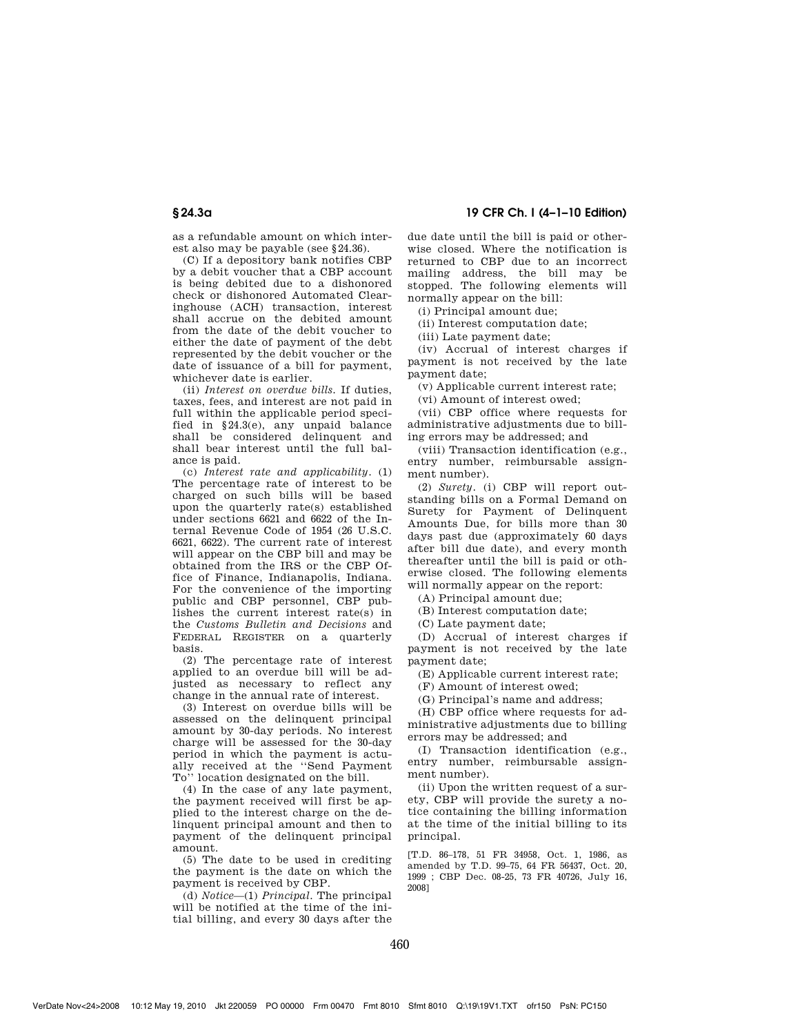as a refundable amount on which interest also may be payable (see §24.36).

(C) If a depository bank notifies CBP by a debit voucher that a CBP account is being debited due to a dishonored check or dishonored Automated Clearinghouse (ACH) transaction, interest shall accrue on the debited amount from the date of the debit voucher to either the date of payment of the debt represented by the debit voucher or the date of issuance of a bill for payment, whichever date is earlier.

(ii) *Interest on overdue bills.* If duties, taxes, fees, and interest are not paid in full within the applicable period specified in §24.3(e), any unpaid balance shall be considered delinquent and shall bear interest until the full balance is paid.

(c) *Interest rate and applicability.* (1) The percentage rate of interest to be charged on such bills will be based upon the quarterly rate(s) established under sections 6621 and 6622 of the Internal Revenue Code of 1954 (26 U.S.C. 6621, 6622). The current rate of interest will appear on the CBP bill and may be obtained from the IRS or the CBP Office of Finance, Indianapolis, Indiana. For the convenience of the importing public and CBP personnel, CBP publishes the current interest rate(s) in the *Customs Bulletin and Decisions* and FEDERAL REGISTER on a quarterly basis.

(2) The percentage rate of interest applied to an overdue bill will be adjusted as necessary to reflect any change in the annual rate of interest.

(3) Interest on overdue bills will be assessed on the delinquent principal amount by 30-day periods. No interest charge will be assessed for the 30-day period in which the payment is actually received at the ''Send Payment To'' location designated on the bill.

(4) In the case of any late payment, the payment received will first be applied to the interest charge on the delinquent principal amount and then to payment of the delinquent principal amount.

(5) The date to be used in crediting the payment is the date on which the payment is received by CBP.

(d) *Notice*—(1) *Principal.* The principal will be notified at the time of the initial billing, and every 30 days after the due date until the bill is paid or otherwise closed. Where the notification is returned to CBP due to an incorrect mailing address, the bill may be stopped. The following elements will normally appear on the bill:

(i) Principal amount due;

(ii) Interest computation date;

(iii) Late payment date;

(iv) Accrual of interest charges if payment is not received by the late payment date;

(v) Applicable current interest rate;

(vi) Amount of interest owed;

(vii) CBP office where requests for administrative adjustments due to billing errors may be addressed; and

(viii) Transaction identification (e.g., entry number, reimbursable assignment number).

(2) *Surety.* (i) CBP will report outstanding bills on a Formal Demand on Surety for Payment of Delinquent Amounts Due, for bills more than 30 days past due (approximately 60 days after bill due date), and every month thereafter until the bill is paid or otherwise closed. The following elements will normally appear on the report:

(A) Principal amount due;

(B) Interest computation date;

(C) Late payment date;

(D) Accrual of interest charges if payment is not received by the late payment date;

(E) Applicable current interest rate;

(F) Amount of interest owed;

(G) Principal's name and address;

(H) CBP office where requests for administrative adjustments due to billing errors may be addressed; and

(I) Transaction identification (e.g., entry number, reimbursable assignment number).

(ii) Upon the written request of a surety, CBP will provide the surety a notice containing the billing information at the time of the initial billing to its principal.

[T.D. 86–178, 51 FR 34958, Oct. 1, 1986, as amended by T.D. 99–75, 64 FR 56437, Oct. 20, 1999 ; CBP Dec. 08-25, 73 FR 40726, July 16, 2008]